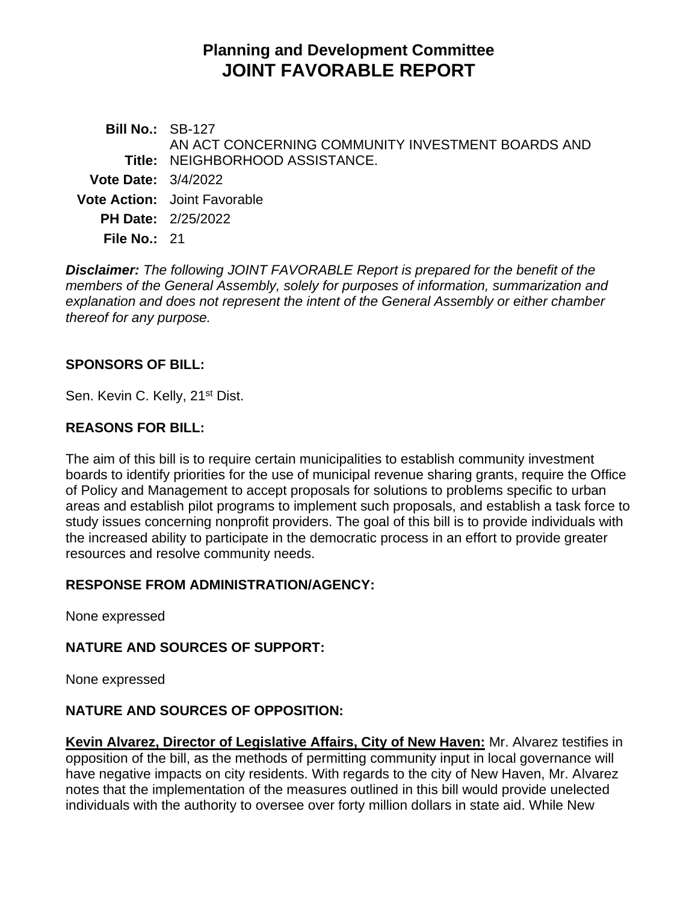# Planning and Development Committee
# JOINT FAVORABLE REPORT

**Bill No.:** SB-127

**Title:** AN ACT CONCERNING COMMUNITY INVESTMENT BOARDS AND NEIGHBORHOOD ASSISTANCE.

**Vote Date:** 3/4/2022

**Vote Action:** Joint Favorable

**PH Date:** 2/25/2022

**File No.:** 21

***Disclaimer:*** *The following JOINT FAVORABLE Report is prepared for the benefit of the members of the General Assembly, solely for purposes of information, summarization and explanation and does not represent the intent of the General Assembly or either chamber thereof for any purpose.*

## SPONSORS OF BILL:

Sen. Kevin C. Kelly, 21st Dist.

## REASONS FOR BILL:

The aim of this bill is to require certain municipalities to establish community investment boards to identify priorities for the use of municipal revenue sharing grants, require the Office of Policy and Management to accept proposals for solutions to problems specific to urban areas and establish pilot programs to implement such proposals, and establish a task force to study issues concerning nonprofit providers. The goal of this bill is to provide individuals with the increased ability to participate in the democratic process in an effort to provide greater resources and resolve community needs.

## RESPONSE FROM ADMINISTRATION/AGENCY:

None expressed

## NATURE AND SOURCES OF SUPPORT:

None expressed

## NATURE AND SOURCES OF OPPOSITION:

**Kevin Alvarez, Director of Legislative Affairs, City of New Haven:** Mr. Alvarez testifies in opposition of the bill, as the methods of permitting community input in local governance will have negative impacts on city residents. With regards to the city of New Haven, Mr. Alvarez notes that the implementation of the measures outlined in this bill would provide unelected individuals with the authority to oversee over forty million dollars in state aid. While New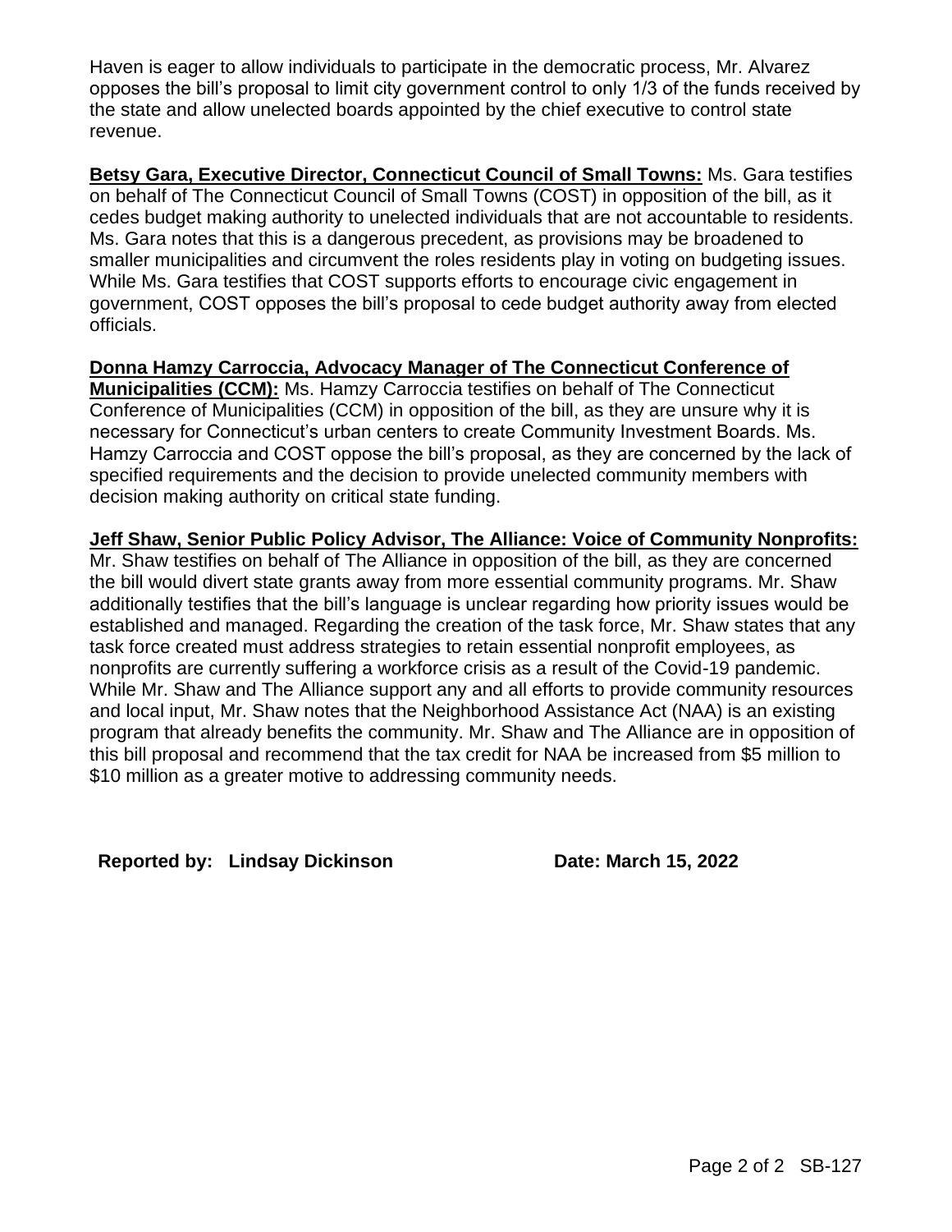Haven is eager to allow individuals to participate in the democratic process, Mr. Alvarez opposes the bill's proposal to limit city government control to only 1/3 of the funds received by the state and allow unelected boards appointed by the chief executive to control state revenue.

**Betsy Gara, Executive Director, Connecticut Council of Small Towns:** Ms. Gara testifies on behalf of The Connecticut Council of Small Towns (COST) in opposition of the bill, as it cedes budget making authority to unelected individuals that are not accountable to residents. Ms. Gara notes that this is a dangerous precedent, as provisions may be broadened to smaller municipalities and circumvent the roles residents play in voting on budgeting issues. While Ms. Gara testifies that COST supports efforts to encourage civic engagement in government, COST opposes the bill's proposal to cede budget authority away from elected officials.

**Donna Hamzy Carroccia, Advocacy Manager of The Connecticut Conference of Municipalities (CCM):** Ms. Hamzy Carroccia testifies on behalf of The Connecticut Conference of Municipalities (CCM) in opposition of the bill, as they are unsure why it is necessary for Connecticut's urban centers to create Community Investment Boards. Ms. Hamzy Carroccia and COST oppose the bill's proposal, as they are concerned by the lack of specified requirements and the decision to provide unelected community members with decision making authority on critical state funding.

**Jeff Shaw, Senior Public Policy Advisor, The Alliance: Voice of Community Nonprofits:** Mr. Shaw testifies on behalf of The Alliance in opposition of the bill, as they are concerned the bill would divert state grants away from more essential community programs. Mr. Shaw additionally testifies that the bill's language is unclear regarding how priority issues would be established and managed. Regarding the creation of the task force, Mr. Shaw states that any task force created must address strategies to retain essential nonprofit employees, as nonprofits are currently suffering a workforce crisis as a result of the Covid-19 pandemic. While Mr. Shaw and The Alliance support any and all efforts to provide community resources and local input, Mr. Shaw notes that the Neighborhood Assistance Act (NAA) is an existing program that already benefits the community. Mr. Shaw and The Alliance are in opposition of this bill proposal and recommend that the tax credit for NAA be increased from $5 million to $10 million as a greater motive to addressing community needs.

**Reported by: Lindsay Dickinson** **Date: March 15, 2022**